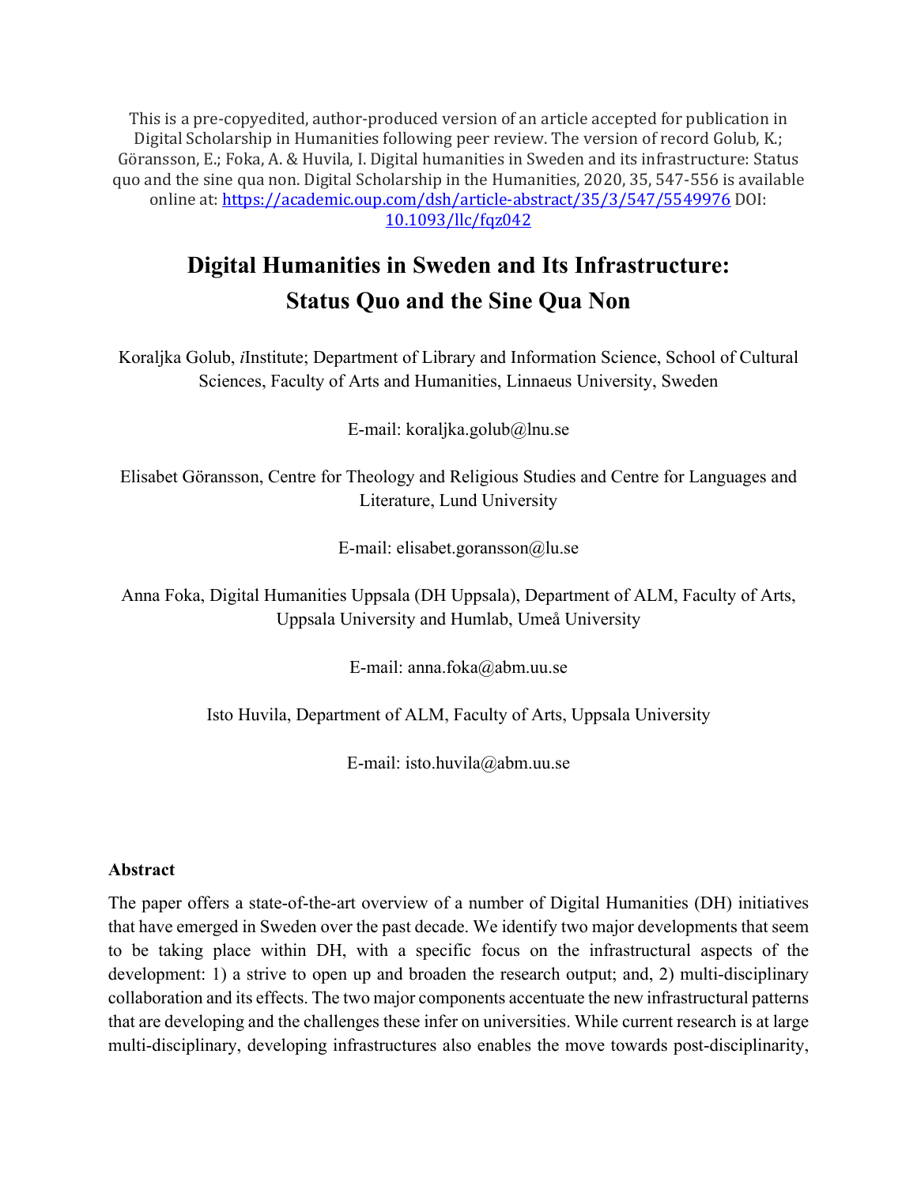This is a pre-copyedited, author-produced version of an article accepted for publication in Digital Scholarship in Humanities following peer review. The version of record Golub, K.; Göransson, E.; Foka, A. & Huvila, I. Digital humanities in Sweden and its infrastructure: Status quo and the sine qua non. Digital Scholarship in the Humanities, 2020, 35, 547-556 is available online at: https://academic.oup.com/dsh/article-abstract/35/3/547/5549976 DOI: 10.1093/llc/fqz042

# Digital Humanities in Sweden and Its Infrastructure: Status Quo and the Sine Qua Non

Koraljka Golub, *i*Institute; Department of Library and Information Science, School of Cultural Sciences, Faculty of Arts and Humanities, Linnaeus University, Sweden

E-mail: koraljka.golub@lnu.se

Elisabet Göransson, Centre for Theology and Religious Studies and Centre for Languages and Literature, Lund University

E-mail: elisabet.goransson@lu.se

Anna Foka, Digital Humanities Uppsala (DH Uppsala), Department of ALM, Faculty of Arts, Uppsala University and Humlab, Umeå University

E-mail: anna.foka@abm.uu.se

Isto Huvila, Department of ALM, Faculty of Arts, Uppsala University

E-mail: isto.huvila@abm.uu.se

**Abstract**

The paper offers a state-of-the-art overview of a number of Digital Humanities (DH) initiatives that have emerged in Sweden over the past decade. We identify two major developments that seem to be taking place within DH, with a specific focus on the infrastructural aspects of the development: 1) a strive to open up and broaden the research output; and, 2) multi-disciplinary collaboration and its effects. The two major components accentuate the new infrastructural patterns that are developing and the challenges these infer on universities. While current research is at large multi-disciplinary, developing infrastructures also enables the move towards post-disciplinarity,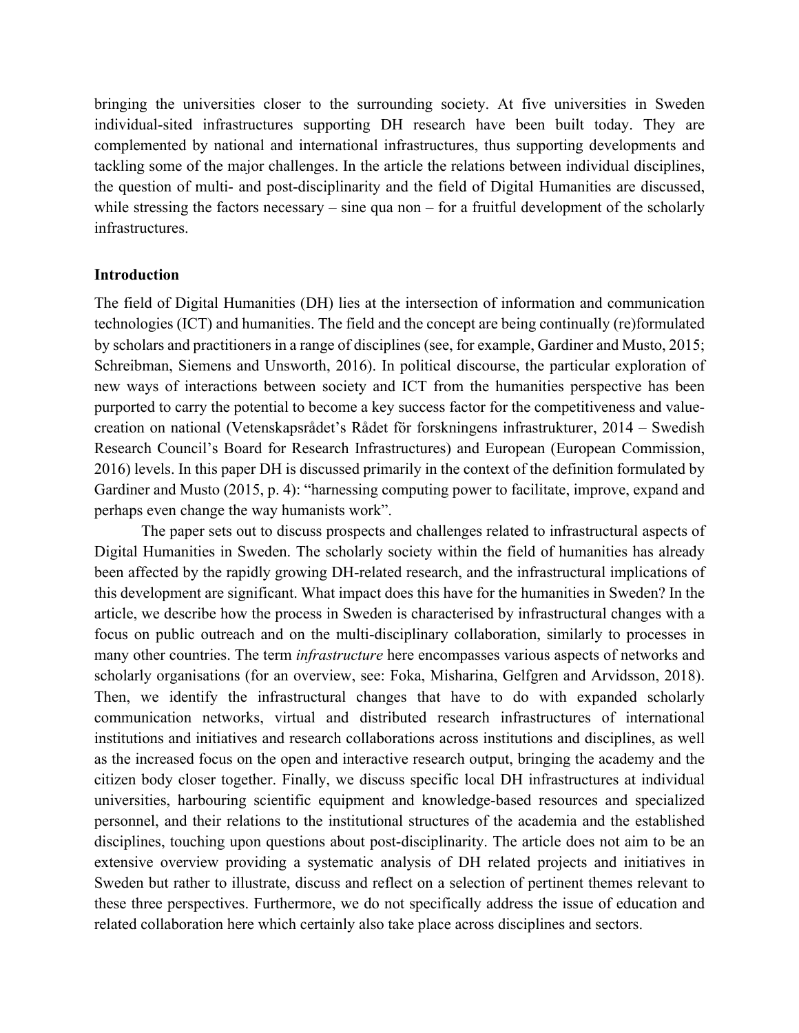bringing the universities closer to the surrounding society. At five universities in Sweden individual-sited infrastructures supporting DH research have been built today. They are complemented by national and international infrastructures, thus supporting developments and tackling some of the major challenges. In the article the relations between individual disciplines, the question of multi- and post-disciplinarity and the field of Digital Humanities are discussed, while stressing the factors necessary – sine qua non – for a fruitful development of the scholarly infrastructures.

**Introduction**

The field of Digital Humanities (DH) lies at the intersection of information and communication technologies (ICT) and humanities. The field and the concept are being continually (re)formulated by scholars and practitioners in a range of disciplines (see, for example, Gardiner and Musto, 2015; Schreibman, Siemens and Unsworth, 2016). In political discourse, the particular exploration of new ways of interactions between society and ICT from the humanities perspective has been purported to carry the potential to become a key success factor for the competitiveness and value-creation on national (Vetenskapsrådet's Rådet för forskningens infrastrukturer, 2014 – Swedish Research Council's Board for Research Infrastructures) and European (European Commission, 2016) levels. In this paper DH is discussed primarily in the context of the definition formulated by Gardiner and Musto (2015, p. 4): "harnessing computing power to facilitate, improve, expand and perhaps even change the way humanists work".

The paper sets out to discuss prospects and challenges related to infrastructural aspects of Digital Humanities in Sweden. The scholarly society within the field of humanities has already been affected by the rapidly growing DH-related research, and the infrastructural implications of this development are significant. What impact does this have for the humanities in Sweden? In the article, we describe how the process in Sweden is characterised by infrastructural changes with a focus on public outreach and on the multi-disciplinary collaboration, similarly to processes in many other countries. The term *infrastructure* here encompasses various aspects of networks and scholarly organisations (for an overview, see: Foka, Misharina, Gelfgren and Arvidsson, 2018). Then, we identify the infrastructural changes that have to do with expanded scholarly communication networks, virtual and distributed research infrastructures of international institutions and initiatives and research collaborations across institutions and disciplines, as well as the increased focus on the open and interactive research output, bringing the academy and the citizen body closer together. Finally, we discuss specific local DH infrastructures at individual universities, harbouring scientific equipment and knowledge-based resources and specialized personnel, and their relations to the institutional structures of the academia and the established disciplines, touching upon questions about post-disciplinarity. The article does not aim to be an extensive overview providing a systematic analysis of DH related projects and initiatives in Sweden but rather to illustrate, discuss and reflect on a selection of pertinent themes relevant to these three perspectives. Furthermore, we do not specifically address the issue of education and related collaboration here which certainly also take place across disciplines and sectors.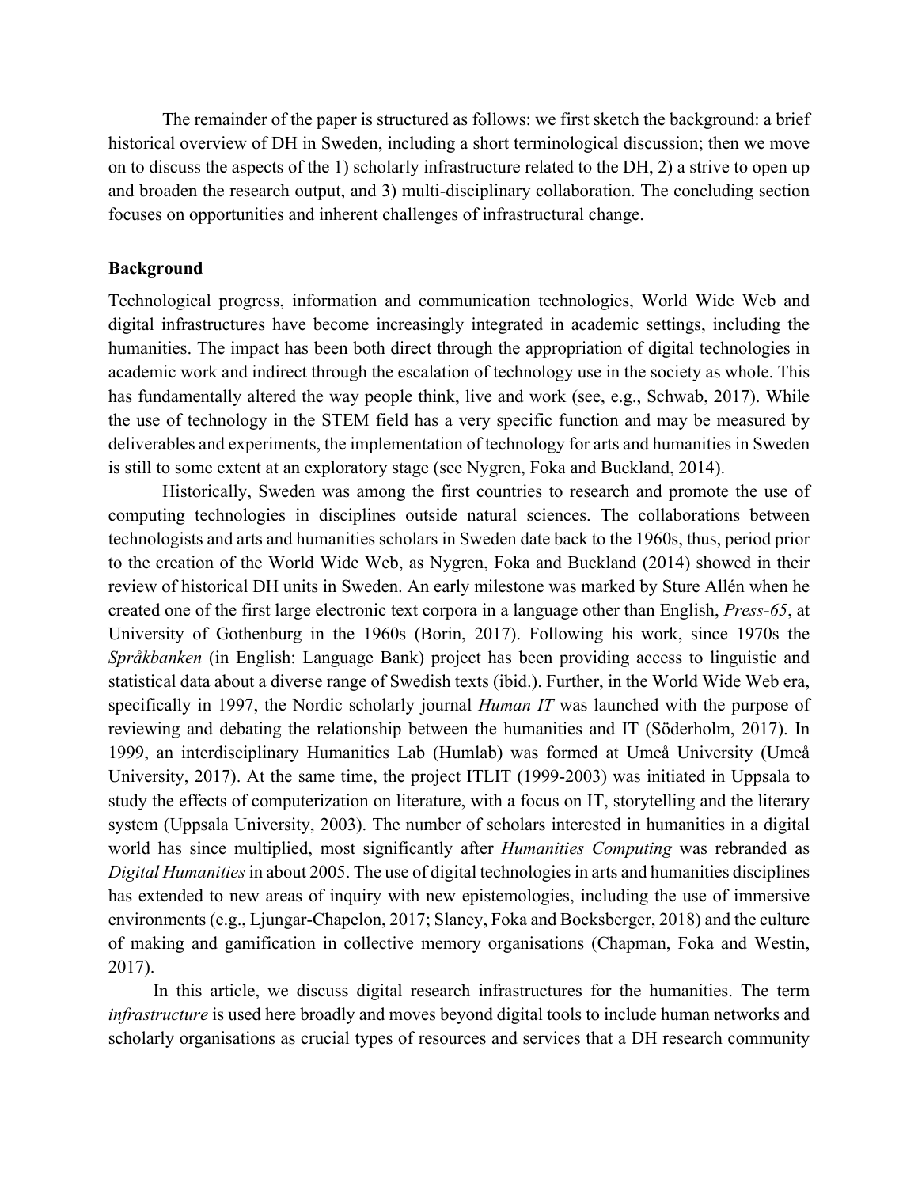The remainder of the paper is structured as follows: we first sketch the background: a brief historical overview of DH in Sweden, including a short terminological discussion; then we move on to discuss the aspects of the 1) scholarly infrastructure related to the DH, 2) a strive to open up and broaden the research output, and 3) multi-disciplinary collaboration. The concluding section focuses on opportunities and inherent challenges of infrastructural change.

**Background**

Technological progress, information and communication technologies, World Wide Web and digital infrastructures have become increasingly integrated in academic settings, including the humanities. The impact has been both direct through the appropriation of digital technologies in academic work and indirect through the escalation of technology use in the society as whole. This has fundamentally altered the way people think, live and work (see, e.g., Schwab, 2017). While the use of technology in the STEM field has a very specific function and may be measured by deliverables and experiments, the implementation of technology for arts and humanities in Sweden is still to some extent at an exploratory stage (see Nygren, Foka and Buckland, 2014).

Historically, Sweden was among the first countries to research and promote the use of computing technologies in disciplines outside natural sciences. The collaborations between technologists and arts and humanities scholars in Sweden date back to the 1960s, thus, period prior to the creation of the World Wide Web, as Nygren, Foka and Buckland (2014) showed in their review of historical DH units in Sweden. An early milestone was marked by Sture Allén when he created one of the first large electronic text corpora in a language other than English, *Press-65*, at University of Gothenburg in the 1960s (Borin, 2017). Following his work, since 1970s the *Språkbanken* (in English: Language Bank) project has been providing access to linguistic and statistical data about a diverse range of Swedish texts (ibid.). Further, in the World Wide Web era, specifically in 1997, the Nordic scholarly journal *Human IT* was launched with the purpose of reviewing and debating the relationship between the humanities and IT (Söderholm, 2017). In 1999, an interdisciplinary Humanities Lab (Humlab) was formed at Umeå University (Umeå University, 2017). At the same time, the project ITLIT (1999-2003) was initiated in Uppsala to study the effects of computerization on literature, with a focus on IT, storytelling and the literary system (Uppsala University, 2003). The number of scholars interested in humanities in a digital world has since multiplied, most significantly after *Humanities Computing* was rebranded as *Digital Humanities* in about 2005. The use of digital technologies in arts and humanities disciplines has extended to new areas of inquiry with new epistemologies, including the use of immersive environments (e.g., Ljungar-Chapelon, 2017; Slaney, Foka and Bocksberger, 2018) and the culture of making and gamification in collective memory organisations (Chapman, Foka and Westin, 2017).

In this article, we discuss digital research infrastructures for the humanities. The term *infrastructure* is used here broadly and moves beyond digital tools to include human networks and scholarly organisations as crucial types of resources and services that a DH research community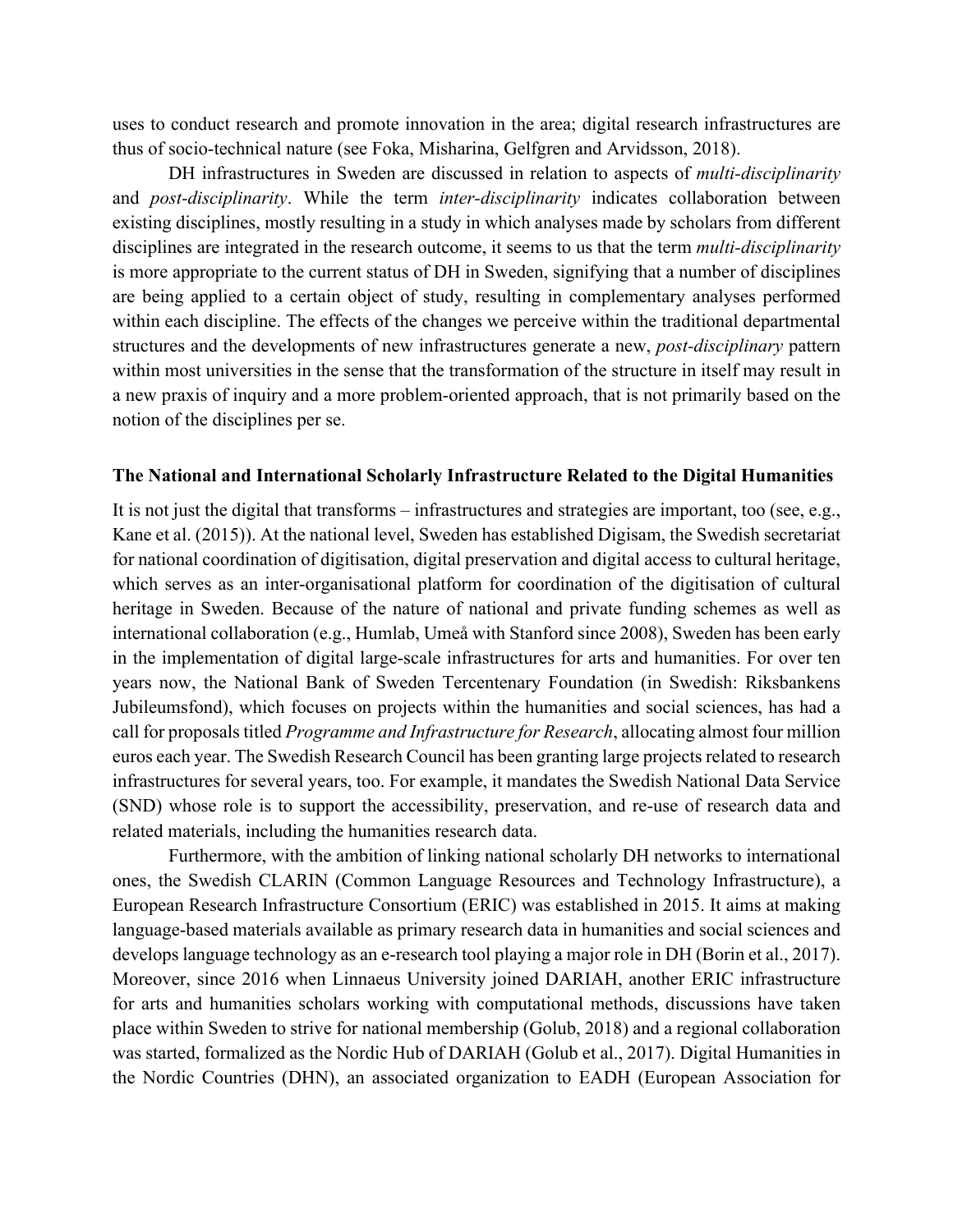uses to conduct research and promote innovation in the area; digital research infrastructures are thus of socio-technical nature (see Foka, Misharina, Gelfgren and Arvidsson, 2018).

DH infrastructures in Sweden are discussed in relation to aspects of *multi-disciplinarity* and *post-disciplinarity*. While the term *inter-disciplinarity* indicates collaboration between existing disciplines, mostly resulting in a study in which analyses made by scholars from different disciplines are integrated in the research outcome, it seems to us that the term *multi-disciplinarity* is more appropriate to the current status of DH in Sweden, signifying that a number of disciplines are being applied to a certain object of study, resulting in complementary analyses performed within each discipline. The effects of the changes we perceive within the traditional departmental structures and the developments of new infrastructures generate a new, *post-disciplinary* pattern within most universities in the sense that the transformation of the structure in itself may result in a new praxis of inquiry and a more problem-oriented approach, that is not primarily based on the notion of the disciplines per se.

## The National and International Scholarly Infrastructure Related to the Digital Humanities

It is not just the digital that transforms – infrastructures and strategies are important, too (see, e.g., Kane et al. (2015)). At the national level, Sweden has established Digisam, the Swedish secretariat for national coordination of digitisation, digital preservation and digital access to cultural heritage, which serves as an inter-organisational platform for coordination of the digitisation of cultural heritage in Sweden. Because of the nature of national and private funding schemes as well as international collaboration (e.g., Humlab, Umeå with Stanford since 2008), Sweden has been early in the implementation of digital large-scale infrastructures for arts and humanities. For over ten years now, the National Bank of Sweden Tercentenary Foundation (in Swedish: Riksbankens Jubileumsfond), which focuses on projects within the humanities and social sciences, has had a call for proposals titled *Programme and Infrastructure for Research*, allocating almost four million euros each year. The Swedish Research Council has been granting large projects related to research infrastructures for several years, too. For example, it mandates the Swedish National Data Service (SND) whose role is to support the accessibility, preservation, and re-use of research data and related materials, including the humanities research data.

Furthermore, with the ambition of linking national scholarly DH networks to international ones, the Swedish CLARIN (Common Language Resources and Technology Infrastructure), a European Research Infrastructure Consortium (ERIC) was established in 2015. It aims at making language-based materials available as primary research data in humanities and social sciences and develops language technology as an e-research tool playing a major role in DH (Borin et al., 2017). Moreover, since 2016 when Linnaeus University joined DARIAH, another ERIC infrastructure for arts and humanities scholars working with computational methods, discussions have taken place within Sweden to strive for national membership (Golub, 2018) and a regional collaboration was started, formalized as the Nordic Hub of DARIAH (Golub et al., 2017). Digital Humanities in the Nordic Countries (DHN), an associated organization to EADH (European Association for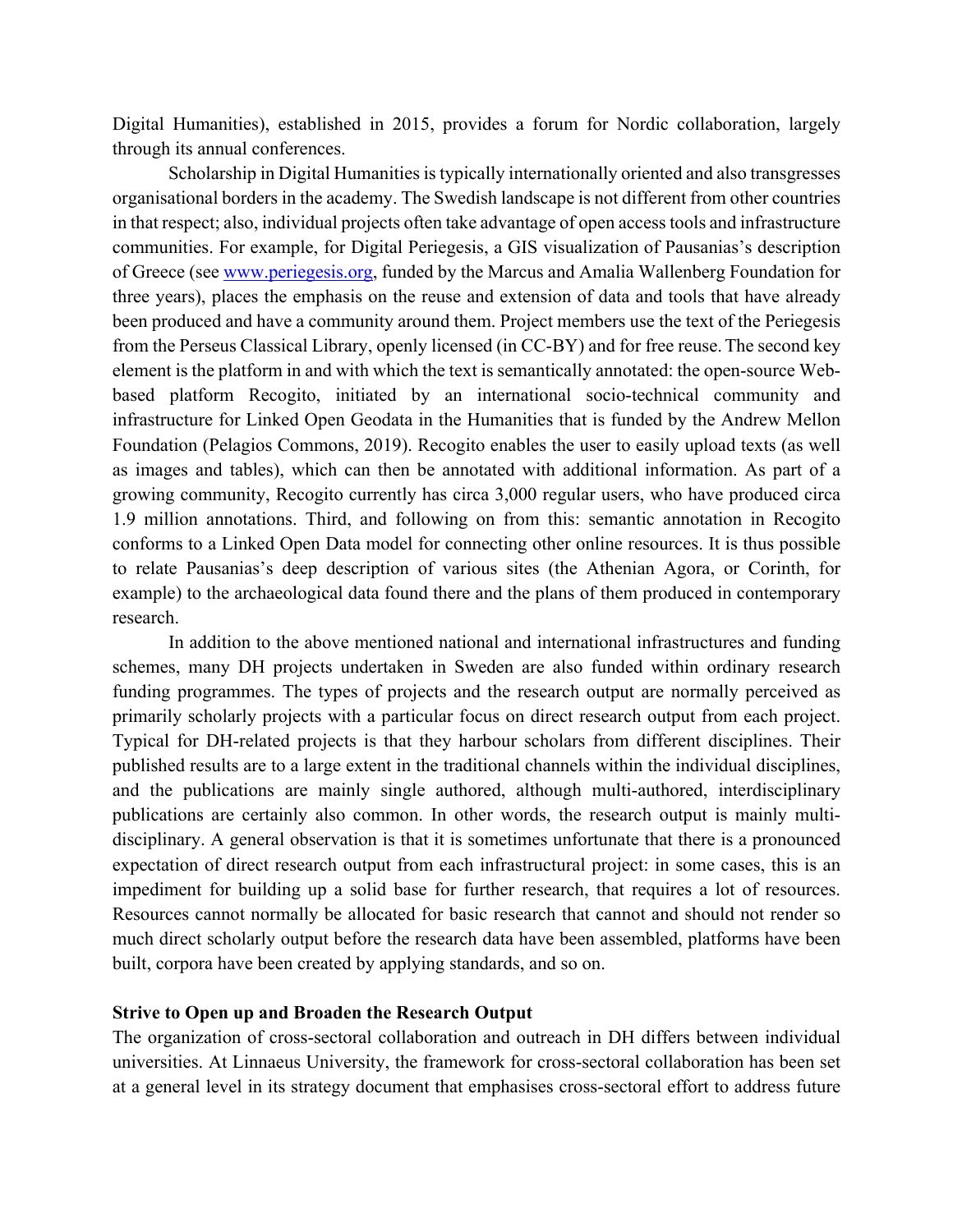Digital Humanities), established in 2015, provides a forum for Nordic collaboration, largely through its annual conferences.

Scholarship in Digital Humanities is typically internationally oriented and also transgresses organisational borders in the academy. The Swedish landscape is not different from other countries in that respect; also, individual projects often take advantage of open access tools and infrastructure communities. For example, for Digital Periegesis, a GIS visualization of Pausanias's description of Greece (see [www.periegesis.org](http://www.periegesis.org), funded by the Marcus and Amalia Wallenberg Foundation for three years), places the emphasis on the reuse and extension of data and tools that have already been produced and have a community around them. Project members use the text of the Periegesis from the Perseus Classical Library, openly licensed (in CC-BY) and for free reuse. The second key element is the platform in and with which the text is semantically annotated: the open-source Web-based platform Recogito, initiated by an international socio-technical community and infrastructure for Linked Open Geodata in the Humanities that is funded by the Andrew Mellon Foundation (Pelagios Commons, 2019). Recogito enables the user to easily upload texts (as well as images and tables), which can then be annotated with additional information. As part of a growing community, Recogito currently has circa 3,000 regular users, who have produced circa 1.9 million annotations. Third, and following on from this: semantic annotation in Recogito conforms to a Linked Open Data model for connecting other online resources. It is thus possible to relate Pausanias's deep description of various sites (the Athenian Agora, or Corinth, for example) to the archaeological data found there and the plans of them produced in contemporary research.

In addition to the above mentioned national and international infrastructures and funding schemes, many DH projects undertaken in Sweden are also funded within ordinary research funding programmes. The types of projects and the research output are normally perceived as primarily scholarly projects with a particular focus on direct research output from each project. Typical for DH-related projects is that they harbour scholars from different disciplines. Their published results are to a large extent in the traditional channels within the individual disciplines, and the publications are mainly single authored, although multi-authored, interdisciplinary publications are certainly also common. In other words, the research output is mainly multi-disciplinary. A general observation is that it is sometimes unfortunate that there is a pronounced expectation of direct research output from each infrastructural project: in some cases, this is an impediment for building up a solid base for further research, that requires a lot of resources. Resources cannot normally be allocated for basic research that cannot and should not render so much direct scholarly output before the research data have been assembled, platforms have been built, corpora have been created by applying standards, and so on.

**Strive to Open up and Broaden the Research Output**

The organization of cross-sectoral collaboration and outreach in DH differs between individual universities. At Linnaeus University, the framework for cross-sectoral collaboration has been set at a general level in its strategy document that emphasises cross-sectoral effort to address future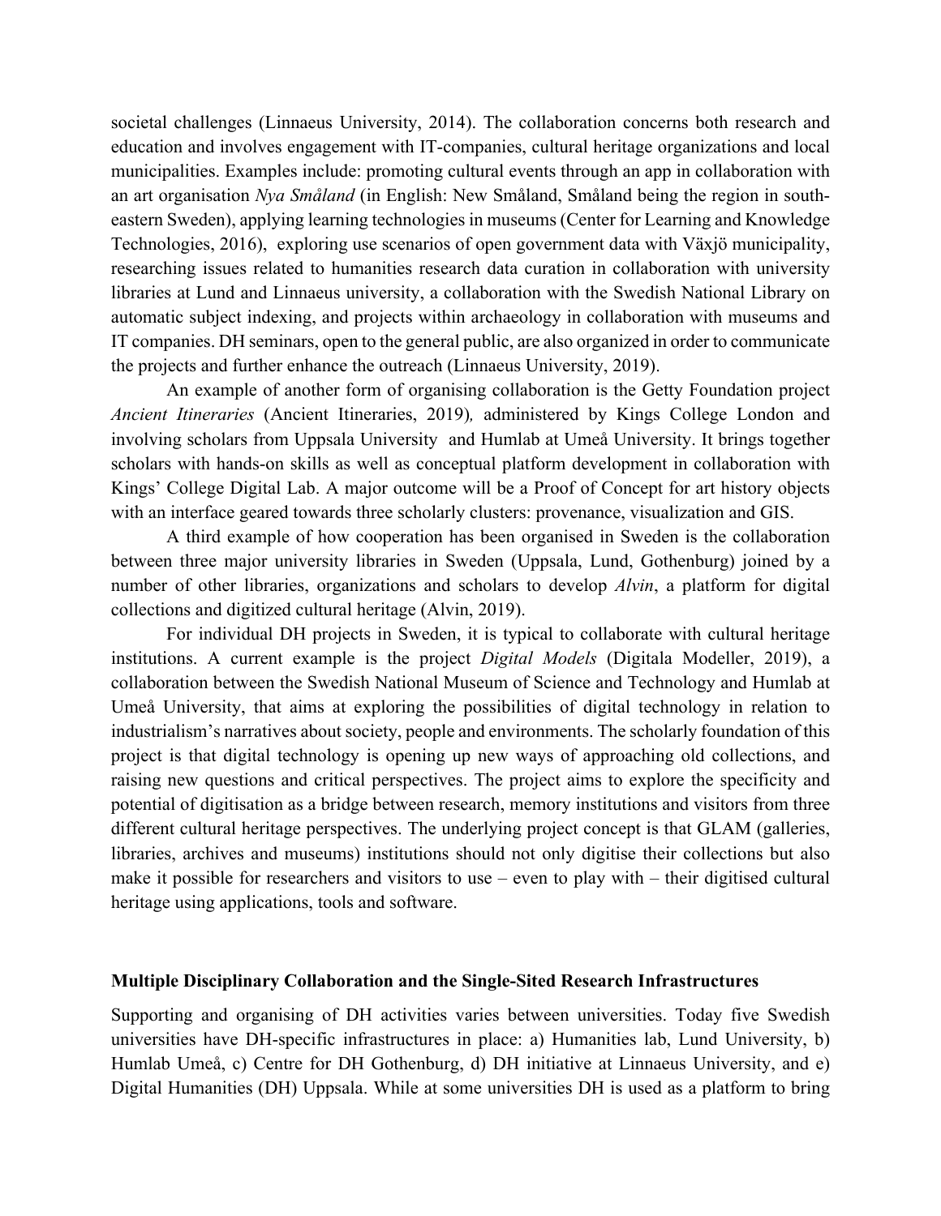societal challenges (Linnaeus University, 2014). The collaboration concerns both research and education and involves engagement with IT-companies, cultural heritage organizations and local municipalities. Examples include: promoting cultural events through an app in collaboration with an art organisation *Nya Småland* (in English: New Småland, Småland being the region in south-eastern Sweden), applying learning technologies in museums (Center for Learning and Knowledge Technologies, 2016), exploring use scenarios of open government data with Växjö municipality, researching issues related to humanities research data curation in collaboration with university libraries at Lund and Linnaeus university, a collaboration with the Swedish National Library on automatic subject indexing, and projects within archaeology in collaboration with museums and IT companies. DH seminars, open to the general public, are also organized in order to communicate the projects and further enhance the outreach (Linnaeus University, 2019).

An example of another form of organising collaboration is the Getty Foundation project *Ancient Itineraries* (Ancient Itineraries, 2019), administered by Kings College London and involving scholars from Uppsala University and Humlab at Umeå University. It brings together scholars with hands-on skills as well as conceptual platform development in collaboration with Kings' College Digital Lab. A major outcome will be a Proof of Concept for art history objects with an interface geared towards three scholarly clusters: provenance, visualization and GIS.

A third example of how cooperation has been organised in Sweden is the collaboration between three major university libraries in Sweden (Uppsala, Lund, Gothenburg) joined by a number of other libraries, organizations and scholars to develop *Alvin*, a platform for digital collections and digitized cultural heritage (Alvin, 2019).

For individual DH projects in Sweden, it is typical to collaborate with cultural heritage institutions. A current example is the project *Digital Models* (Digitala Modeller, 2019), a collaboration between the Swedish National Museum of Science and Technology and Humlab at Umeå University, that aims at exploring the possibilities of digital technology in relation to industrialism's narratives about society, people and environments. The scholarly foundation of this project is that digital technology is opening up new ways of approaching old collections, and raising new questions and critical perspectives. The project aims to explore the specificity and potential of digitisation as a bridge between research, memory institutions and visitors from three different cultural heritage perspectives. The underlying project concept is that GLAM (galleries, libraries, archives and museums) institutions should not only digitise their collections but also make it possible for researchers and visitors to use – even to play with – their digitised cultural heritage using applications, tools and software.

### Multiple Disciplinary Collaboration and the Single-Sited Research Infrastructures

Supporting and organising of DH activities varies between universities. Today five Swedish universities have DH-specific infrastructures in place: a) Humanities lab, Lund University, b) Humlab Umeå, c) Centre for DH Gothenburg, d) DH initiative at Linnaeus University, and e) Digital Humanities (DH) Uppsala. While at some universities DH is used as a platform to bring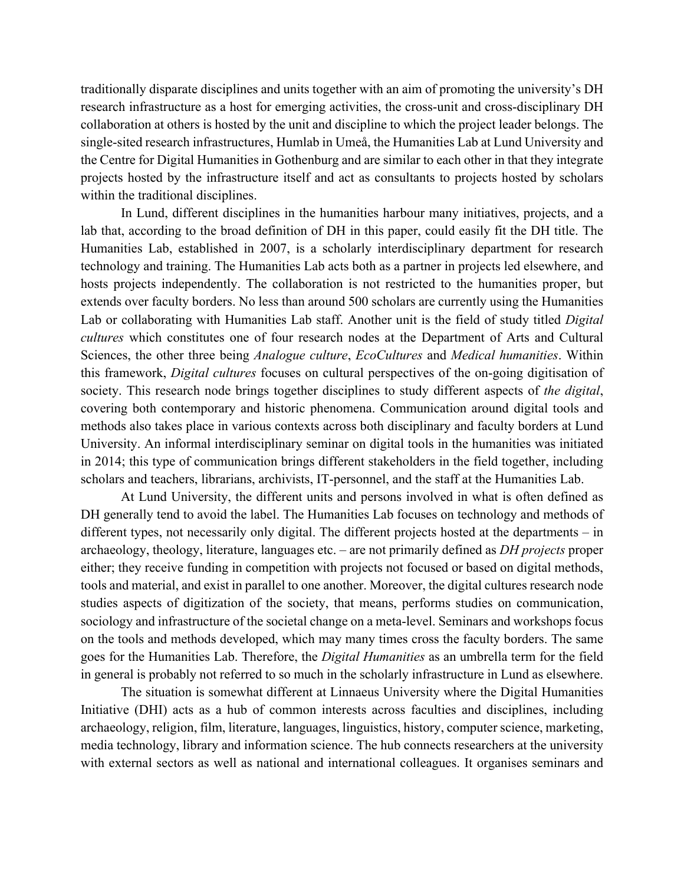traditionally disparate disciplines and units together with an aim of promoting the university's DH research infrastructure as a host for emerging activities, the cross-unit and cross-disciplinary DH collaboration at others is hosted by the unit and discipline to which the project leader belongs. The single-sited research infrastructures, Humlab in Umeå, the Humanities Lab at Lund University and the Centre for Digital Humanities in Gothenburg and are similar to each other in that they integrate projects hosted by the infrastructure itself and act as consultants to projects hosted by scholars within the traditional disciplines.

In Lund, different disciplines in the humanities harbour many initiatives, projects, and a lab that, according to the broad definition of DH in this paper, could easily fit the DH title. The Humanities Lab, established in 2007, is a scholarly interdisciplinary department for research technology and training. The Humanities Lab acts both as a partner in projects led elsewhere, and hosts projects independently. The collaboration is not restricted to the humanities proper, but extends over faculty borders. No less than around 500 scholars are currently using the Humanities Lab or collaborating with Humanities Lab staff. Another unit is the field of study titled *Digital cultures* which constitutes one of four research nodes at the Department of Arts and Cultural Sciences, the other three being *Analogue culture*, *EcoCultures* and *Medical humanities*. Within this framework, *Digital cultures* focuses on cultural perspectives of the on-going digitisation of society. This research node brings together disciplines to study different aspects of *the digital*, covering both contemporary and historic phenomena. Communication around digital tools and methods also takes place in various contexts across both disciplinary and faculty borders at Lund University. An informal interdisciplinary seminar on digital tools in the humanities was initiated in 2014; this type of communication brings different stakeholders in the field together, including scholars and teachers, librarians, archivists, IT-personnel, and the staff at the Humanities Lab.

At Lund University, the different units and persons involved in what is often defined as DH generally tend to avoid the label. The Humanities Lab focuses on technology and methods of different types, not necessarily only digital. The different projects hosted at the departments – in archaeology, theology, literature, languages etc. – are not primarily defined as *DH projects* proper either; they receive funding in competition with projects not focused or based on digital methods, tools and material, and exist in parallel to one another. Moreover, the digital cultures research node studies aspects of digitization of the society, that means, performs studies on communication, sociology and infrastructure of the societal change on a meta-level. Seminars and workshops focus on the tools and methods developed, which may many times cross the faculty borders. The same goes for the Humanities Lab. Therefore, the *Digital Humanities* as an umbrella term for the field in general is probably not referred to so much in the scholarly infrastructure in Lund as elsewhere.

The situation is somewhat different at Linnaeus University where the Digital Humanities Initiative (DHI) acts as a hub of common interests across faculties and disciplines, including archaeology, religion, film, literature, languages, linguistics, history, computer science, marketing, media technology, library and information science. The hub connects researchers at the university with external sectors as well as national and international colleagues. It organises seminars and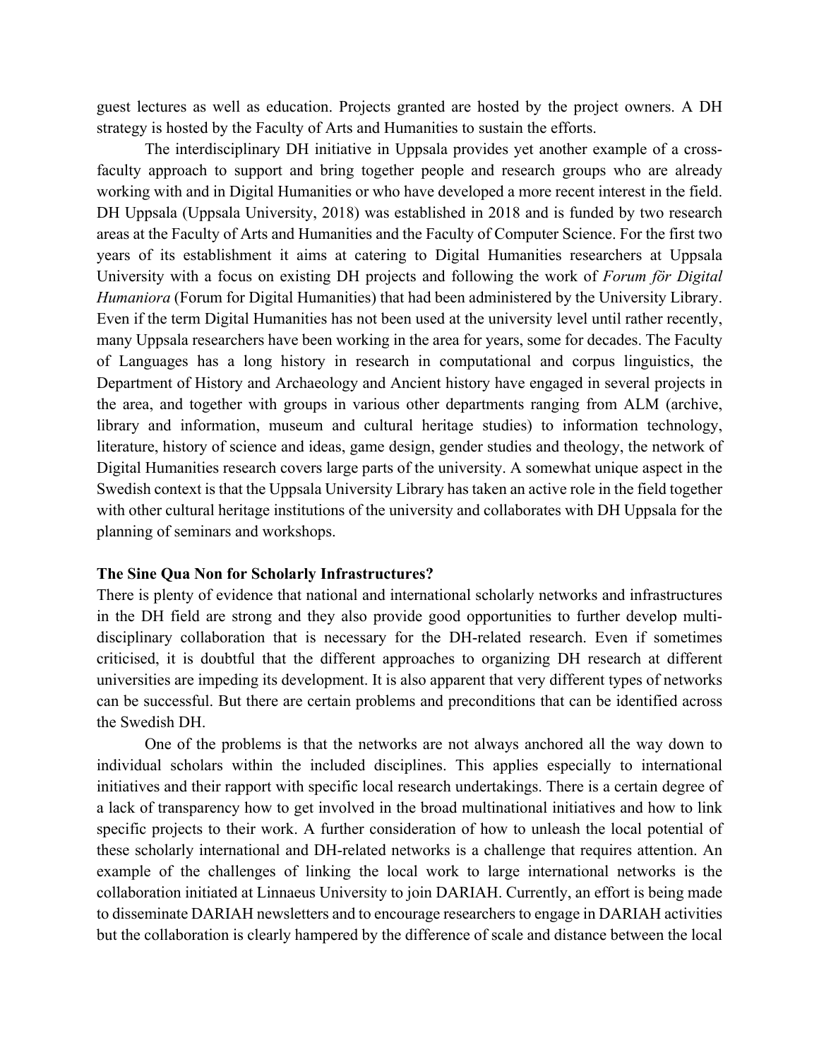guest lectures as well as education. Projects granted are hosted by the project owners. A DH strategy is hosted by the Faculty of Arts and Humanities to sustain the efforts.

The interdisciplinary DH initiative in Uppsala provides yet another example of a cross-faculty approach to support and bring together people and research groups who are already working with and in Digital Humanities or who have developed a more recent interest in the field. DH Uppsala (Uppsala University, 2018) was established in 2018 and is funded by two research areas at the Faculty of Arts and Humanities and the Faculty of Computer Science. For the first two years of its establishment it aims at catering to Digital Humanities researchers at Uppsala University with a focus on existing DH projects and following the work of *Forum för Digital Humaniora* (Forum for Digital Humanities) that had been administered by the University Library. Even if the term Digital Humanities has not been used at the university level until rather recently, many Uppsala researchers have been working in the area for years, some for decades. The Faculty of Languages has a long history in research in computational and corpus linguistics, the Department of History and Archaeology and Ancient history have engaged in several projects in the area, and together with groups in various other departments ranging from ALM (archive, library and information, museum and cultural heritage studies) to information technology, literature, history of science and ideas, game design, gender studies and theology, the network of Digital Humanities research covers large parts of the university. A somewhat unique aspect in the Swedish context is that the Uppsala University Library has taken an active role in the field together with other cultural heritage institutions of the university and collaborates with DH Uppsala for the planning of seminars and workshops.

**The Sine Qua Non for Scholarly Infrastructures?**

There is plenty of evidence that national and international scholarly networks and infrastructures in the DH field are strong and they also provide good opportunities to further develop multi-disciplinary collaboration that is necessary for the DH-related research. Even if sometimes criticised, it is doubtful that the different approaches to organizing DH research at different universities are impeding its development. It is also apparent that very different types of networks can be successful. But there are certain problems and preconditions that can be identified across the Swedish DH.

One of the problems is that the networks are not always anchored all the way down to individual scholars within the included disciplines. This applies especially to international initiatives and their rapport with specific local research undertakings. There is a certain degree of a lack of transparency how to get involved in the broad multinational initiatives and how to link specific projects to their work. A further consideration of how to unleash the local potential of these scholarly international and DH-related networks is a challenge that requires attention. An example of the challenges of linking the local work to large international networks is the collaboration initiated at Linnaeus University to join DARIAH. Currently, an effort is being made to disseminate DARIAH newsletters and to encourage researchers to engage in DARIAH activities but the collaboration is clearly hampered by the difference of scale and distance between the local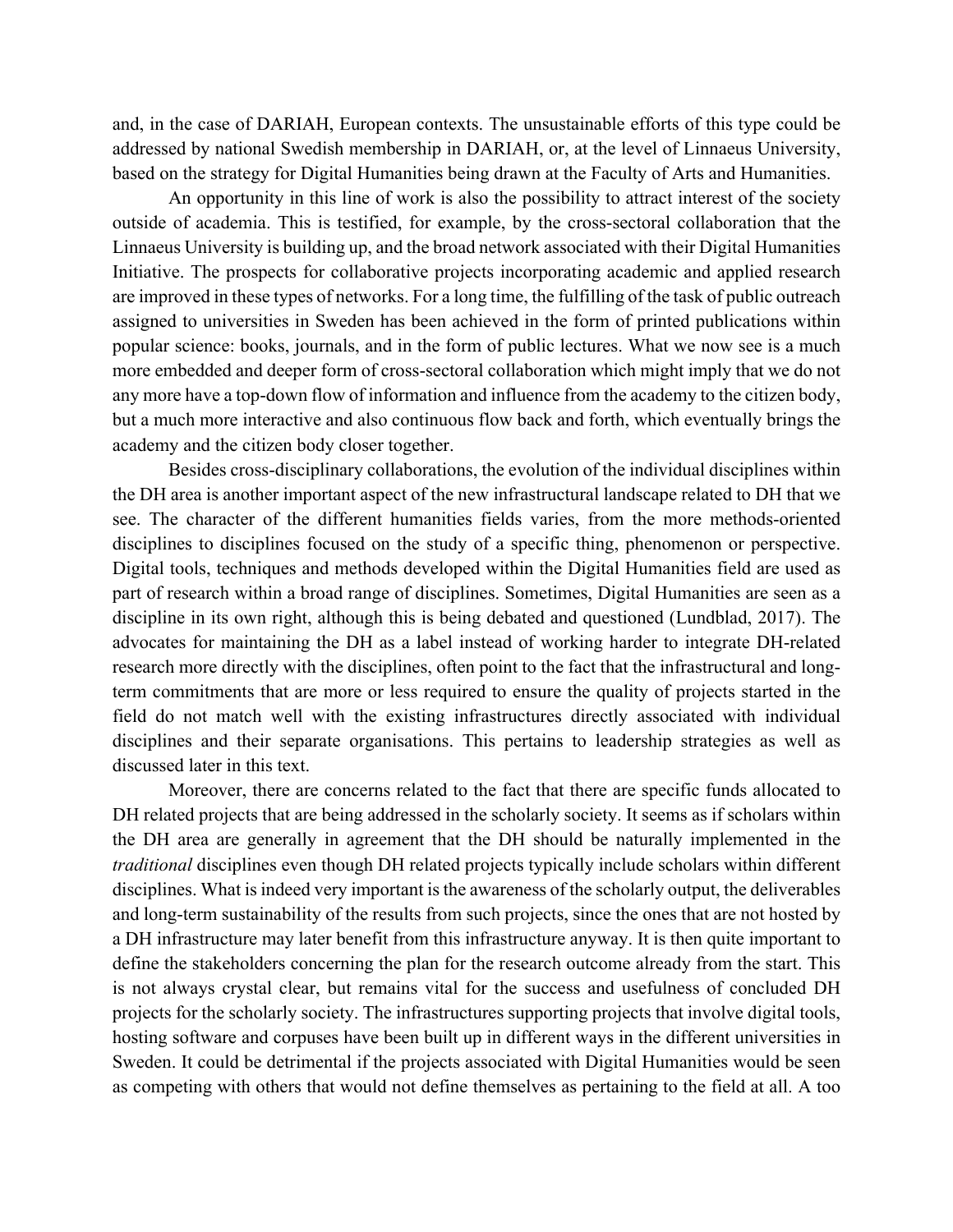and, in the case of DARIAH, European contexts. The unsustainable efforts of this type could be addressed by national Swedish membership in DARIAH, or, at the level of Linnaeus University, based on the strategy for Digital Humanities being drawn at the Faculty of Arts and Humanities.

An opportunity in this line of work is also the possibility to attract interest of the society outside of academia. This is testified, for example, by the cross-sectoral collaboration that the Linnaeus University is building up, and the broad network associated with their Digital Humanities Initiative. The prospects for collaborative projects incorporating academic and applied research are improved in these types of networks. For a long time, the fulfilling of the task of public outreach assigned to universities in Sweden has been achieved in the form of printed publications within popular science: books, journals, and in the form of public lectures. What we now see is a much more embedded and deeper form of cross-sectoral collaboration which might imply that we do not any more have a top-down flow of information and influence from the academy to the citizen body, but a much more interactive and also continuous flow back and forth, which eventually brings the academy and the citizen body closer together.

Besides cross-disciplinary collaborations, the evolution of the individual disciplines within the DH area is another important aspect of the new infrastructural landscape related to DH that we see. The character of the different humanities fields varies, from the more methods-oriented disciplines to disciplines focused on the study of a specific thing, phenomenon or perspective. Digital tools, techniques and methods developed within the Digital Humanities field are used as part of research within a broad range of disciplines. Sometimes, Digital Humanities are seen as a discipline in its own right, although this is being debated and questioned (Lundblad, 2017). The advocates for maintaining the DH as a label instead of working harder to integrate DH-related research more directly with the disciplines, often point to the fact that the infrastructural and long-term commitments that are more or less required to ensure the quality of projects started in the field do not match well with the existing infrastructures directly associated with individual disciplines and their separate organisations. This pertains to leadership strategies as well as discussed later in this text.

Moreover, there are concerns related to the fact that there are specific funds allocated to DH related projects that are being addressed in the scholarly society. It seems as if scholars within the DH area are generally in agreement that the DH should be naturally implemented in the *traditional* disciplines even though DH related projects typically include scholars within different disciplines. What is indeed very important is the awareness of the scholarly output, the deliverables and long-term sustainability of the results from such projects, since the ones that are not hosted by a DH infrastructure may later benefit from this infrastructure anyway. It is then quite important to define the stakeholders concerning the plan for the research outcome already from the start. This is not always crystal clear, but remains vital for the success and usefulness of concluded DH projects for the scholarly society. The infrastructures supporting projects that involve digital tools, hosting software and corpuses have been built up in different ways in the different universities in Sweden. It could be detrimental if the projects associated with Digital Humanities would be seen as competing with others that would not define themselves as pertaining to the field at all. A too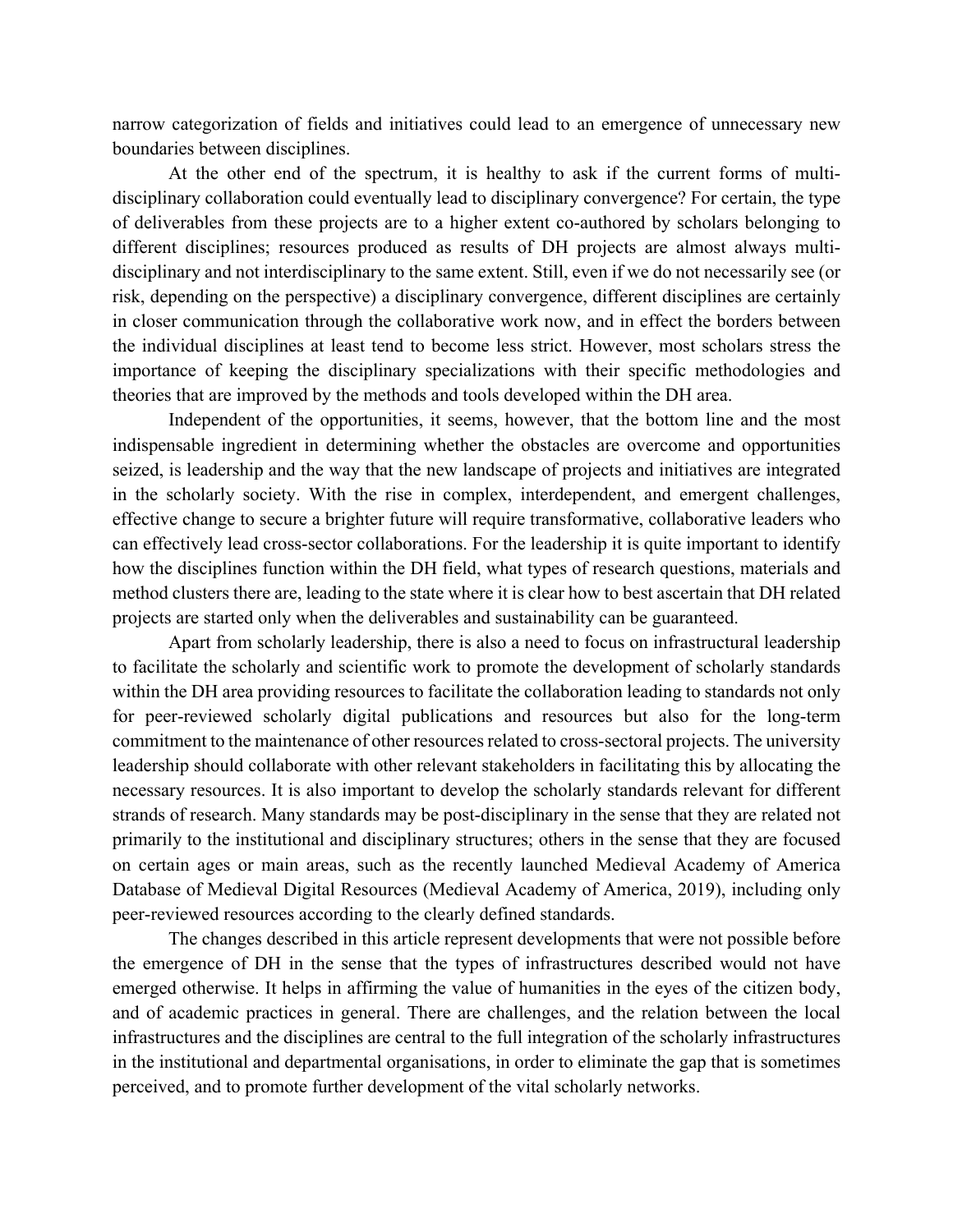narrow categorization of fields and initiatives could lead to an emergence of unnecessary new boundaries between disciplines.

At the other end of the spectrum, it is healthy to ask if the current forms of multi-disciplinary collaboration could eventually lead to disciplinary convergence? For certain, the type of deliverables from these projects are to a higher extent co-authored by scholars belonging to different disciplines; resources produced as results of DH projects are almost always multi-disciplinary and not interdisciplinary to the same extent. Still, even if we do not necessarily see (or risk, depending on the perspective) a disciplinary convergence, different disciplines are certainly in closer communication through the collaborative work now, and in effect the borders between the individual disciplines at least tend to become less strict. However, most scholars stress the importance of keeping the disciplinary specializations with their specific methodologies and theories that are improved by the methods and tools developed within the DH area.

Independent of the opportunities, it seems, however, that the bottom line and the most indispensable ingredient in determining whether the obstacles are overcome and opportunities seized, is leadership and the way that the new landscape of projects and initiatives are integrated in the scholarly society. With the rise in complex, interdependent, and emergent challenges, effective change to secure a brighter future will require transformative, collaborative leaders who can effectively lead cross-sector collaborations. For the leadership it is quite important to identify how the disciplines function within the DH field, what types of research questions, materials and method clusters there are, leading to the state where it is clear how to best ascertain that DH related projects are started only when the deliverables and sustainability can be guaranteed.

Apart from scholarly leadership, there is also a need to focus on infrastructural leadership to facilitate the scholarly and scientific work to promote the development of scholarly standards within the DH area providing resources to facilitate the collaboration leading to standards not only for peer-reviewed scholarly digital publications and resources but also for the long-term commitment to the maintenance of other resources related to cross-sectoral projects. The university leadership should collaborate with other relevant stakeholders in facilitating this by allocating the necessary resources. It is also important to develop the scholarly standards relevant for different strands of research. Many standards may be post-disciplinary in the sense that they are related not primarily to the institutional and disciplinary structures; others in the sense that they are focused on certain ages or main areas, such as the recently launched Medieval Academy of America Database of Medieval Digital Resources (Medieval Academy of America, 2019), including only peer-reviewed resources according to the clearly defined standards.

The changes described in this article represent developments that were not possible before the emergence of DH in the sense that the types of infrastructures described would not have emerged otherwise. It helps in affirming the value of humanities in the eyes of the citizen body, and of academic practices in general. There are challenges, and the relation between the local infrastructures and the disciplines are central to the full integration of the scholarly infrastructures in the institutional and departmental organisations, in order to eliminate the gap that is sometimes perceived, and to promote further development of the vital scholarly networks.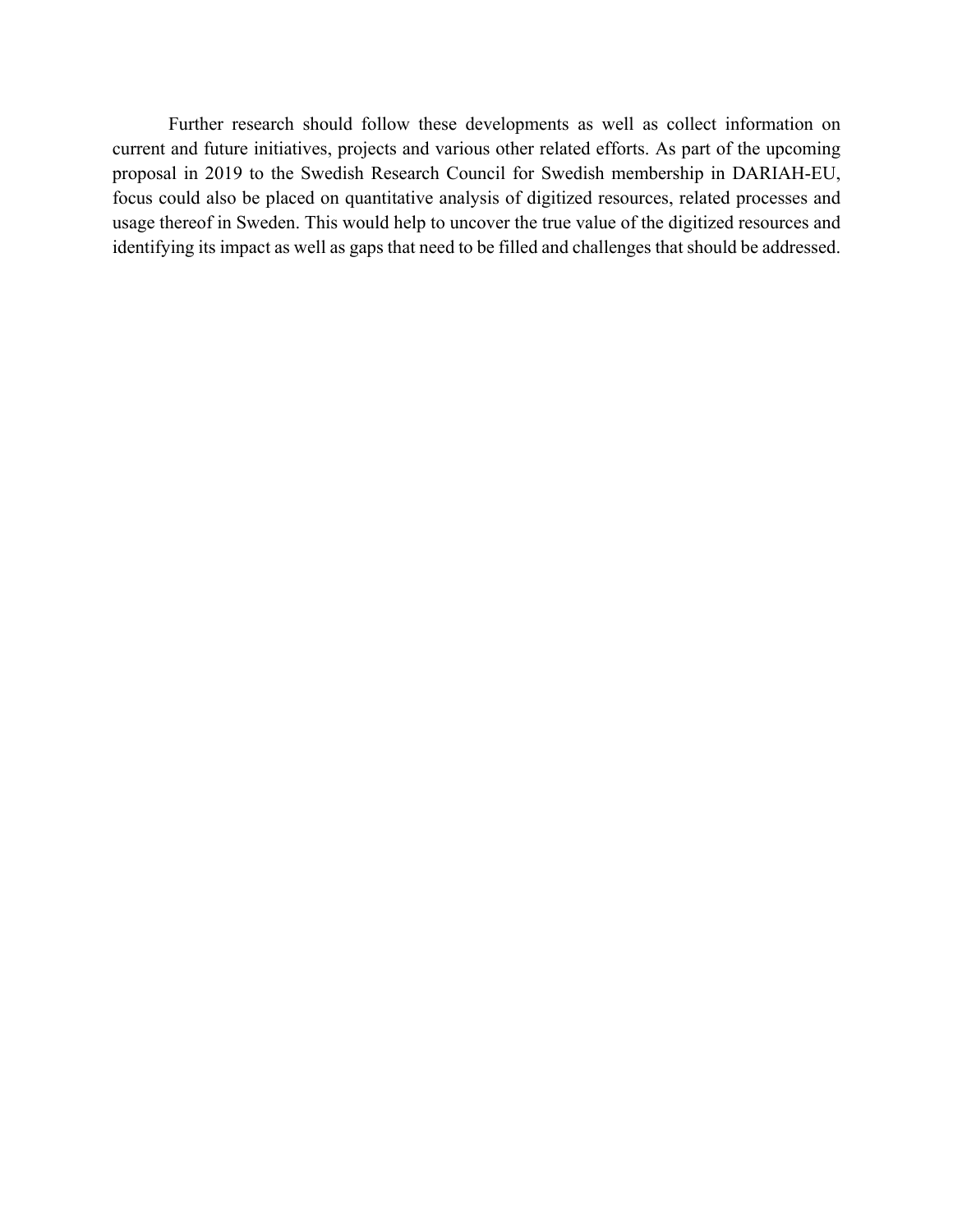Further research should follow these developments as well as collect information on current and future initiatives, projects and various other related efforts. As part of the upcoming proposal in 2019 to the Swedish Research Council for Swedish membership in DARIAH-EU, focus could also be placed on quantitative analysis of digitized resources, related processes and usage thereof in Sweden. This would help to uncover the true value of the digitized resources and identifying its impact as well as gaps that need to be filled and challenges that should be addressed.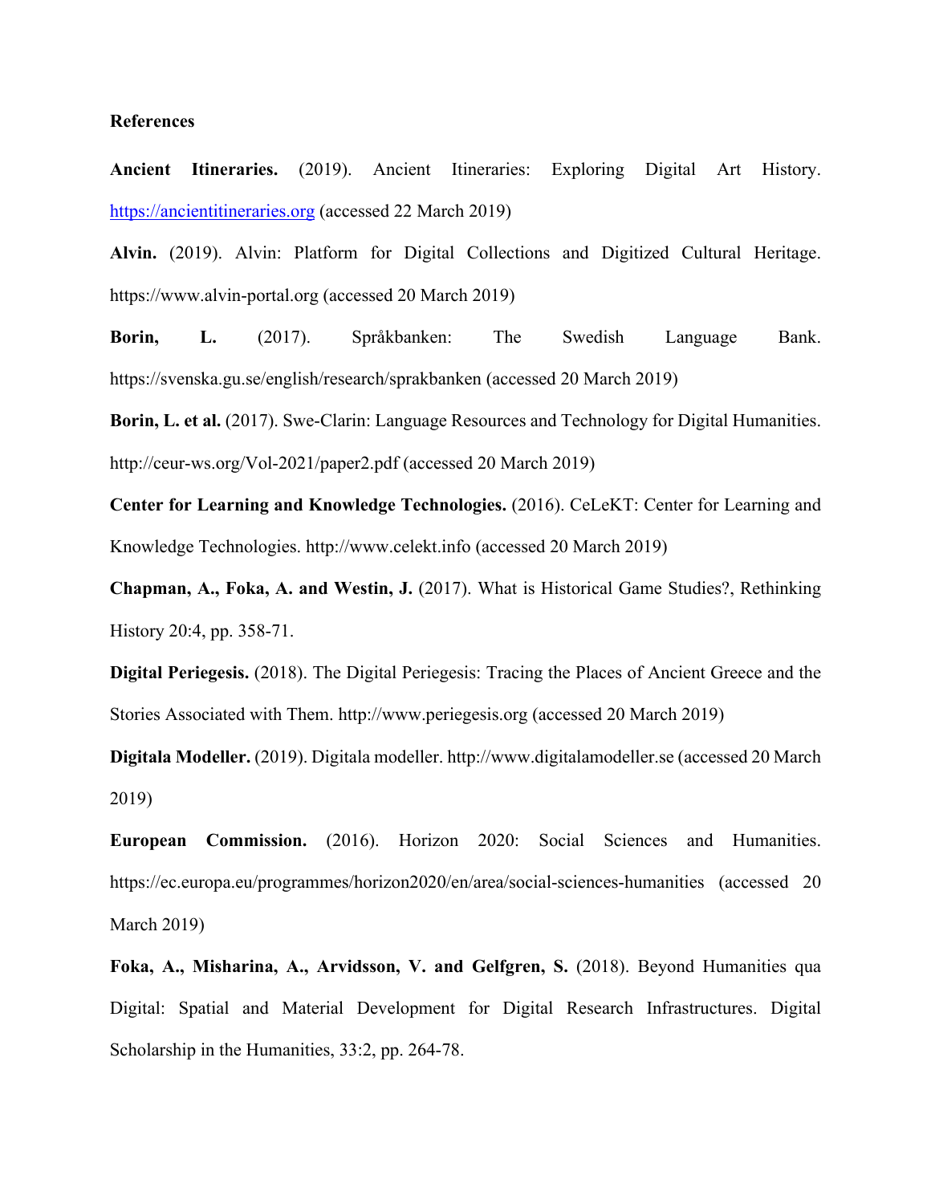**References**

**Ancient Itineraries.** (2019). Ancient Itineraries: Exploring Digital Art History. https://ancientitineraries.org (accessed 22 March 2019)

**Alvin.** (2019). Alvin: Platform for Digital Collections and Digitized Cultural Heritage. https://www.alvin-portal.org (accessed 20 March 2019)

**Borin, L.** (2017). Språkbanken: The Swedish Language Bank. https://svenska.gu.se/english/research/sprakbanken (accessed 20 March 2019)

**Borin, L. et al.** (2017). Swe-Clarin: Language Resources and Technology for Digital Humanities. http://ceur-ws.org/Vol-2021/paper2.pdf (accessed 20 March 2019)

**Center for Learning and Knowledge Technologies.** (2016). CeLeKT: Center for Learning and Knowledge Technologies. http://www.celekt.info (accessed 20 March 2019)

**Chapman, A., Foka, A. and Westin, J.** (2017). What is Historical Game Studies?, Rethinking History 20:4, pp. 358-71.

**Digital Periegesis.** (2018). The Digital Periegesis: Tracing the Places of Ancient Greece and the Stories Associated with Them. http://www.periegesis.org (accessed 20 March 2019)

**Digitala Modeller.** (2019). Digitala modeller. http://www.digitalamodeller.se (accessed 20 March 2019)

**European Commission.** (2016). Horizon 2020: Social Sciences and Humanities. https://ec.europa.eu/programmes/horizon2020/en/area/social-sciences-humanities (accessed 20 March 2019)

**Foka, A., Misharina, A., Arvidsson, V. and Gelfgren, S.** (2018). Beyond Humanities qua Digital: Spatial and Material Development for Digital Research Infrastructures. Digital Scholarship in the Humanities, 33:2, pp. 264-78.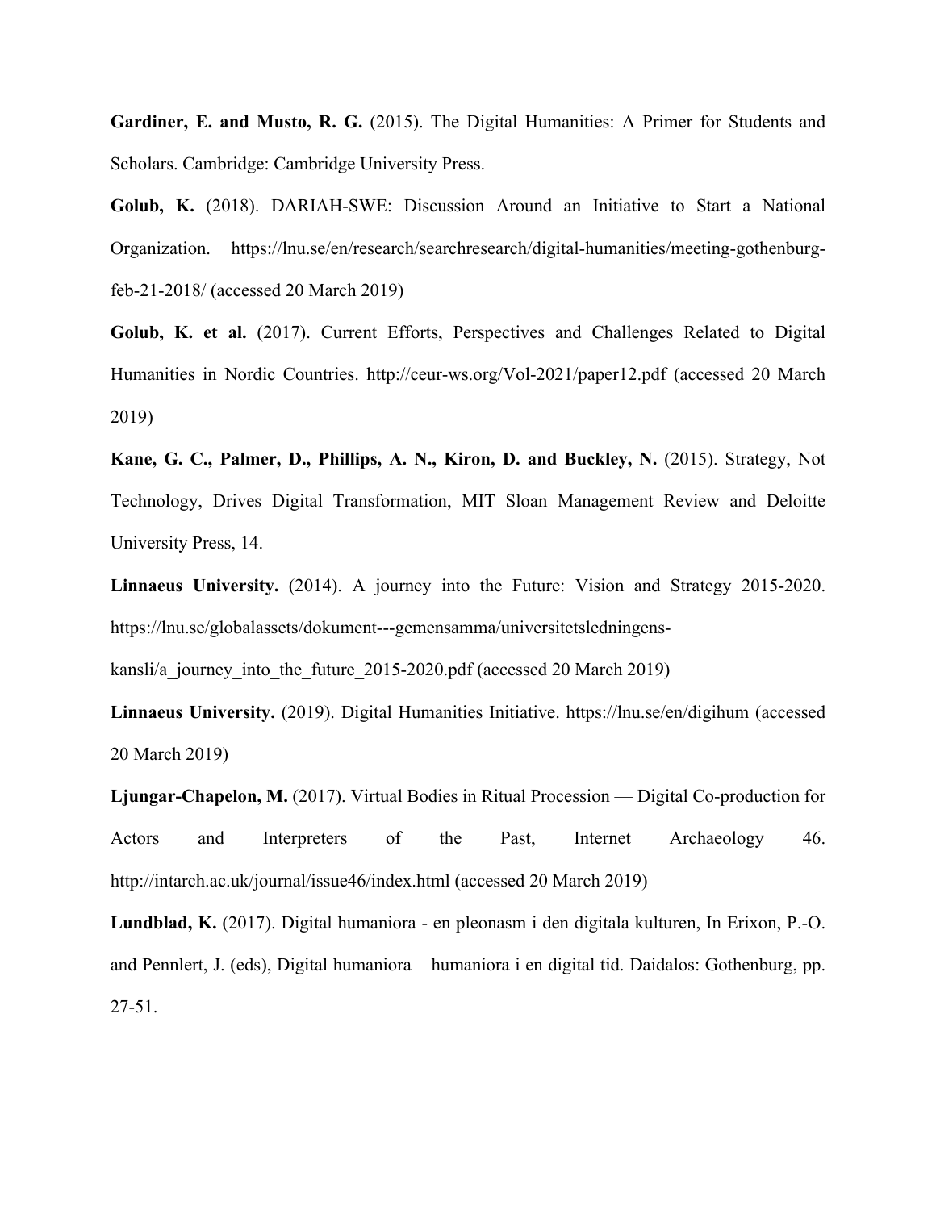**Gardiner, E. and Musto, R. G.** (2015). The Digital Humanities: A Primer for Students and Scholars. Cambridge: Cambridge University Press.

**Golub, K.** (2018). DARIAH-SWE: Discussion Around an Initiative to Start a National Organization. https://lnu.se/en/research/searchresearch/digital-humanities/meeting-gothenburg-feb-21-2018/ (accessed 20 March 2019)

**Golub, K. et al.** (2017). Current Efforts, Perspectives and Challenges Related to Digital Humanities in Nordic Countries. http://ceur-ws.org/Vol-2021/paper12.pdf (accessed 20 March 2019)

**Kane, G. C., Palmer, D., Phillips, A. N., Kiron, D. and Buckley, N.** (2015). Strategy, Not Technology, Drives Digital Transformation, MIT Sloan Management Review and Deloitte University Press, 14.

**Linnaeus University.** (2014). A journey into the Future: Vision and Strategy 2015-2020. https://lnu.se/globalassets/dokument---gemensamma/universitetsledningens-kansli/a_journey_into_the_future_2015-2020.pdf (accessed 20 March 2019)

**Linnaeus University.** (2019). Digital Humanities Initiative. https://lnu.se/en/digihum (accessed 20 March 2019)

**Ljungar-Chapelon, M.** (2017). Virtual Bodies in Ritual Procession — Digital Co-production for Actors and Interpreters of the Past, Internet Archaeology 46. http://intarch.ac.uk/journal/issue46/index.html (accessed 20 March 2019)

**Lundblad, K.** (2017). Digital humaniora - en pleonasm i den digitala kulturen, In Erixon, P.-O. and Pennlert, J. (eds), Digital humaniora – humaniora i en digital tid. Daidalos: Gothenburg, pp. 27-51.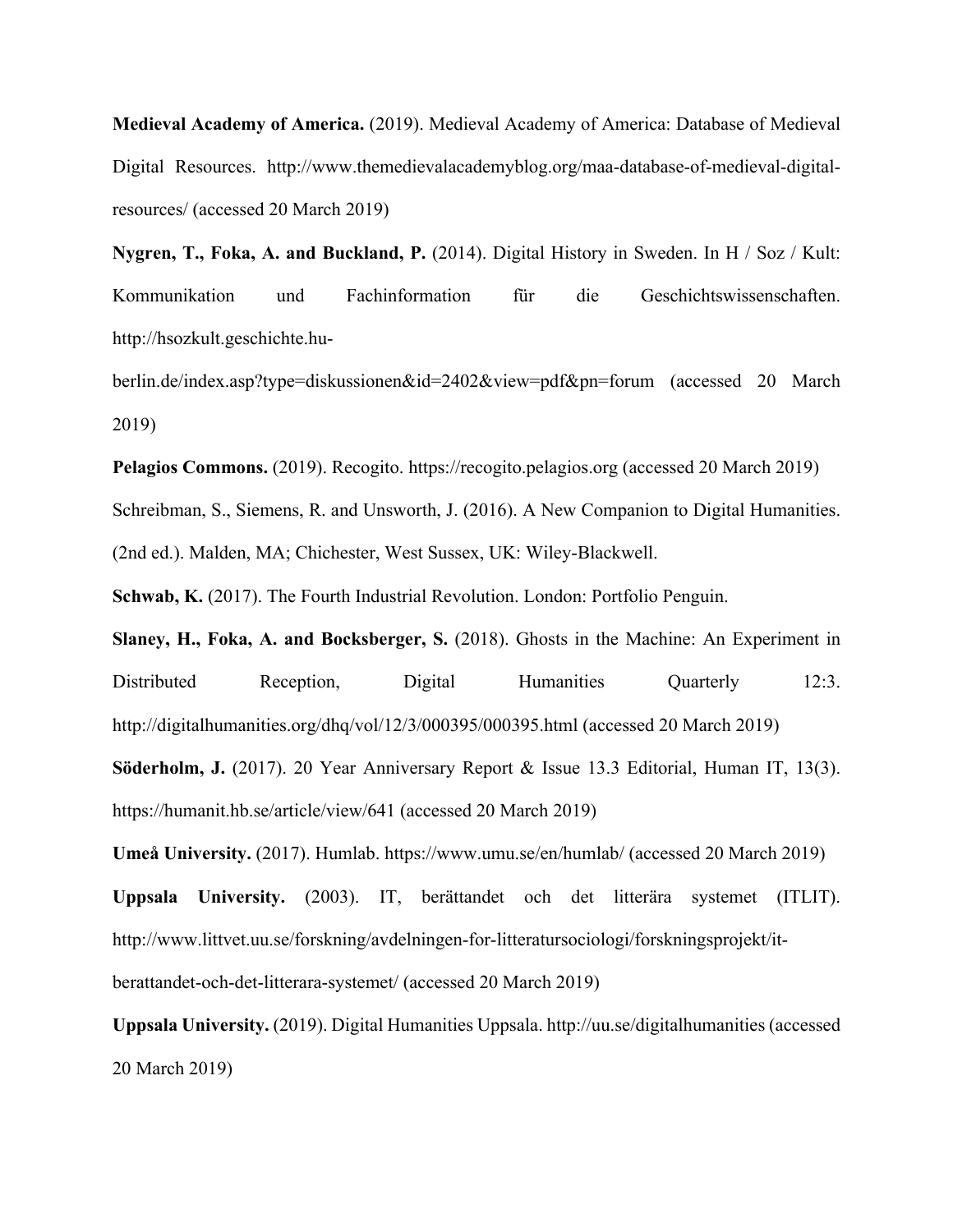**Medieval Academy of America.** (2019). Medieval Academy of America: Database of Medieval Digital Resources. http://www.themedievalacademyblog.org/maa-database-of-medieval-digital-resources/ (accessed 20 March 2019)

**Nygren, T., Foka, A. and Buckland, P.** (2014). Digital History in Sweden. In H / Soz / Kult: Kommunikation und Fachinformation für die Geschichtswissenschaften. http://hsozkult.geschichte.hu-berlin.de/index.asp?type=diskussionen&id=2402&view=pdf&pn=forum (accessed 20 March 2019)

**Pelagios Commons.** (2019). Recogito. https://recogito.pelagios.org (accessed 20 March 2019)

Schreibman, S., Siemens, R. and Unsworth, J. (2016). A New Companion to Digital Humanities. (2nd ed.). Malden, MA; Chichester, West Sussex, UK: Wiley-Blackwell.

**Schwab, K.** (2017). The Fourth Industrial Revolution. London: Portfolio Penguin.

**Slaney, H., Foka, A. and Bocksberger, S.** (2018). Ghosts in the Machine: An Experiment in Distributed Reception, Digital Humanities Quarterly 12:3. http://digitalhumanities.org/dhq/vol/12/3/000395/000395.html (accessed 20 March 2019)

**Söderholm, J.** (2017). 20 Year Anniversary Report & Issue 13.3 Editorial, Human IT, 13(3). https://humanit.hb.se/article/view/641 (accessed 20 March 2019)

**Umeå University.** (2017). Humlab. https://www.umu.se/en/humlab/ (accessed 20 March 2019)

**Uppsala University.** (2003). IT, berättandet och det litterära systemet (ITLIT). http://www.littvet.uu.se/forskning/avdelningen-for-litteratursociologi/forskningsprojekt/it-berattandet-och-det-litterara-systemet/ (accessed 20 March 2019)

**Uppsala University.** (2019). Digital Humanities Uppsala. http://uu.se/digitalhumanities (accessed 20 March 2019)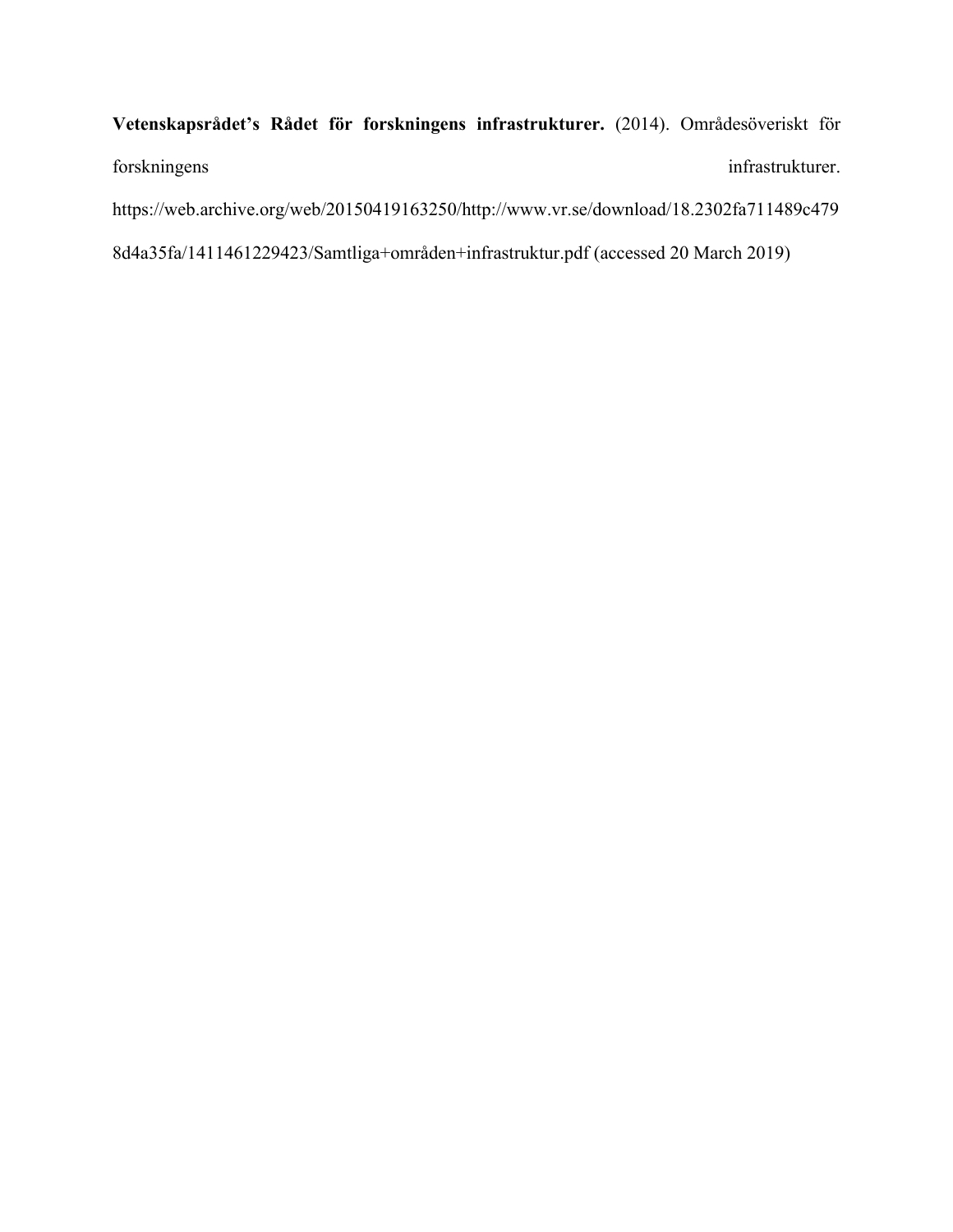**Vetenskapsrådet's Rådet för forskningens infrastrukturer.** (2014). Områdesöveriskt för forskningens infrastrukturer. https://web.archive.org/web/20150419163250/http://www.vr.se/download/18.2302fa711489c4798d4a35fa/1411461229423/Samtliga+områden+infrastruktur.pdf (accessed 20 March 2019)